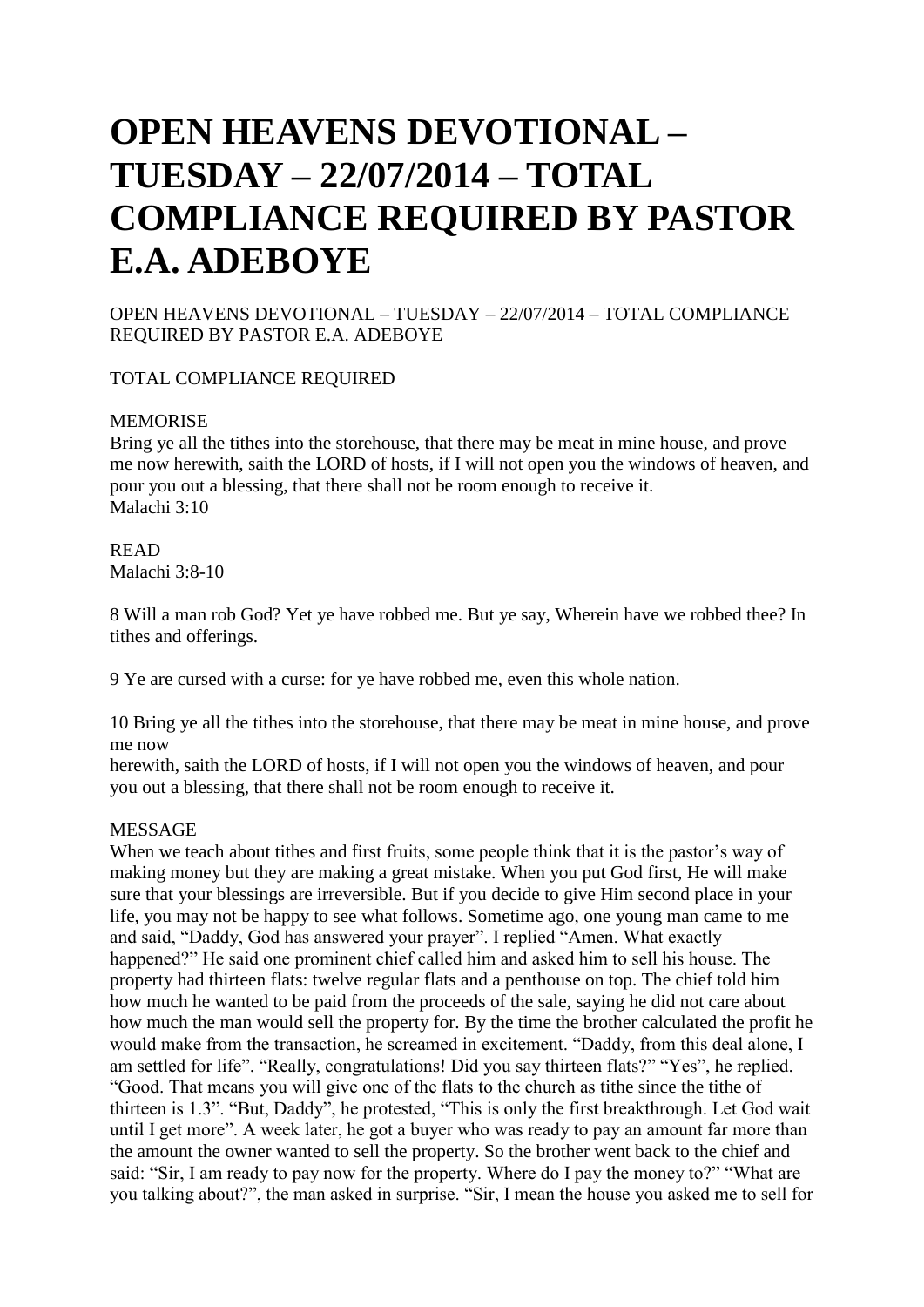# OPEN HEAVENS DEVOTIONAL – TUESDAY – 22/07/2014 – TOTAL COMPLIANCE REQUIRED BY PASTOR E.A. ADEBOYE

OPEN HEAVENS DEVOTIONAL – TUESDAY – 22/07/2014 – TOTAL COMPLIANCE REQUIRED BY PASTOR E.A. ADEBOYE

TOTAL COMPLIANCE REQUIRED

MEMORISE
Bring ye all the tithes into the storehouse, that there may be meat in mine house, and prove me now herewith, saith the LORD of hosts, if I will not open you the windows of heaven, and pour you out a blessing, that there shall not be room enough to receive it.
Malachi 3:10

READ
Malachi 3:8-10

8 Will a man rob God? Yet ye have robbed me. But ye say, Wherein have we robbed thee? In tithes and offerings.

9 Ye are cursed with a curse: for ye have robbed me, even this whole nation.

10 Bring ye all the tithes into the storehouse, that there may be meat in mine house, and prove me now
herewith, saith the LORD of hosts, if I will not open you the windows of heaven, and pour you out a blessing, that there shall not be room enough to receive it.

MESSAGE
When we teach about tithes and first fruits, some people think that it is the pastor's way of making money but they are making a great mistake. When you put God first, He will make sure that your blessings are irreversible. But if you decide to give Him second place in your life, you may not be happy to see what follows. Sometime ago, one young man came to me and said, "Daddy, God has answered your prayer". I replied "Amen. What exactly happened?" He said one prominent chief called him and asked him to sell his house. The property had thirteen flats: twelve regular flats and a penthouse on top. The chief told him how much he wanted to be paid from the proceeds of the sale, saying he did not care about how much the man would sell the property for. By the time the brother calculated the profit he would make from the transaction, he screamed in excitement. "Daddy, from this deal alone, I am settled for life". "Really, congratulations! Did you say thirteen flats?" "Yes", he replied. "Good. That means you will give one of the flats to the church as tithe since the tithe of thirteen is 1.3". "But, Daddy", he protested, "This is only the first breakthrough. Let God wait until I get more". A week later, he got a buyer who was ready to pay an amount far more than the amount the owner wanted to sell the property. So the brother went back to the chief and said: "Sir, I am ready to pay now for the property. Where do I pay the money to?" "What are you talking about?", the man asked in surprise. "Sir, I mean the house you asked me to sell for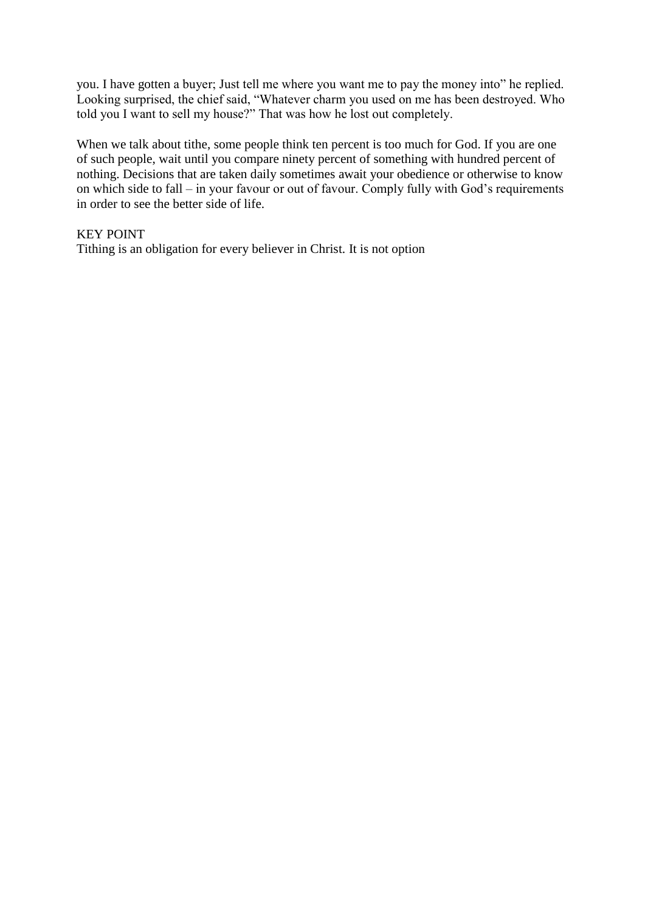you. I have gotten a buyer; Just tell me where you want me to pay the money into" he replied. Looking surprised, the chief said, "Whatever charm you used on me has been destroyed. Who told you I want to sell my house?" That was how he lost out completely.

When we talk about tithe, some people think ten percent is too much for God. If you are one of such people, wait until you compare ninety percent of something with hundred percent of nothing. Decisions that are taken daily sometimes await your obedience or otherwise to know on which side to fall – in your favour or out of favour. Comply fully with God's requirements in order to see the better side of life.

KEY POINT

Tithing is an obligation for every believer in Christ. It is not option